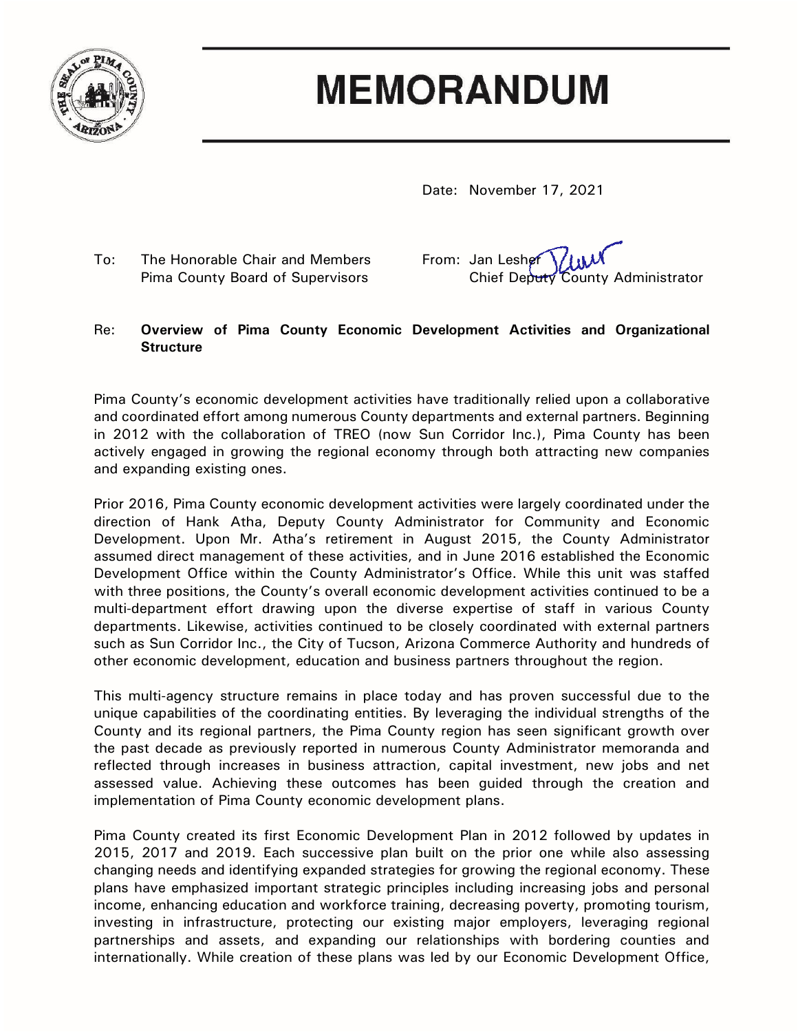# MEMORANDUM

Date: November 17, 2021

To: The Honorable Chair and Members
Pima County Board of Supervisors

From: Jan Lesher
Chief Deputy County Administrator

Re: **Overview of Pima County Economic Development Activities and Organizational Structure**

Pima County's economic development activities have traditionally relied upon a collaborative and coordinated effort among numerous County departments and external partners. Beginning in 2012 with the collaboration of TREO (now Sun Corridor Inc.), Pima County has been actively engaged in growing the regional economy through both attracting new companies and expanding existing ones.

Prior 2016, Pima County economic development activities were largely coordinated under the direction of Hank Atha, Deputy County Administrator for Community and Economic Development. Upon Mr. Atha's retirement in August 2015, the County Administrator assumed direct management of these activities, and in June 2016 established the Economic Development Office within the County Administrator's Office. While this unit was staffed with three positions, the County's overall economic development activities continued to be a multi-department effort drawing upon the diverse expertise of staff in various County departments. Likewise, activities continued to be closely coordinated with external partners such as Sun Corridor Inc., the City of Tucson, Arizona Commerce Authority and hundreds of other economic development, education and business partners throughout the region.

This multi-agency structure remains in place today and has proven successful due to the unique capabilities of the coordinating entities. By leveraging the individual strengths of the County and its regional partners, the Pima County region has seen significant growth over the past decade as previously reported in numerous County Administrator memoranda and reflected through increases in business attraction, capital investment, new jobs and net assessed value. Achieving these outcomes has been guided through the creation and implementation of Pima County economic development plans.

Pima County created its first Economic Development Plan in 2012 followed by updates in 2015, 2017 and 2019. Each successive plan built on the prior one while also assessing changing needs and identifying expanded strategies for growing the regional economy. These plans have emphasized important strategic principles including increasing jobs and personal income, enhancing education and workforce training, decreasing poverty, promoting tourism, investing in infrastructure, protecting our existing major employers, leveraging regional partnerships and assets, and expanding our relationships with bordering counties and internationally. While creation of these plans was led by our Economic Development Office,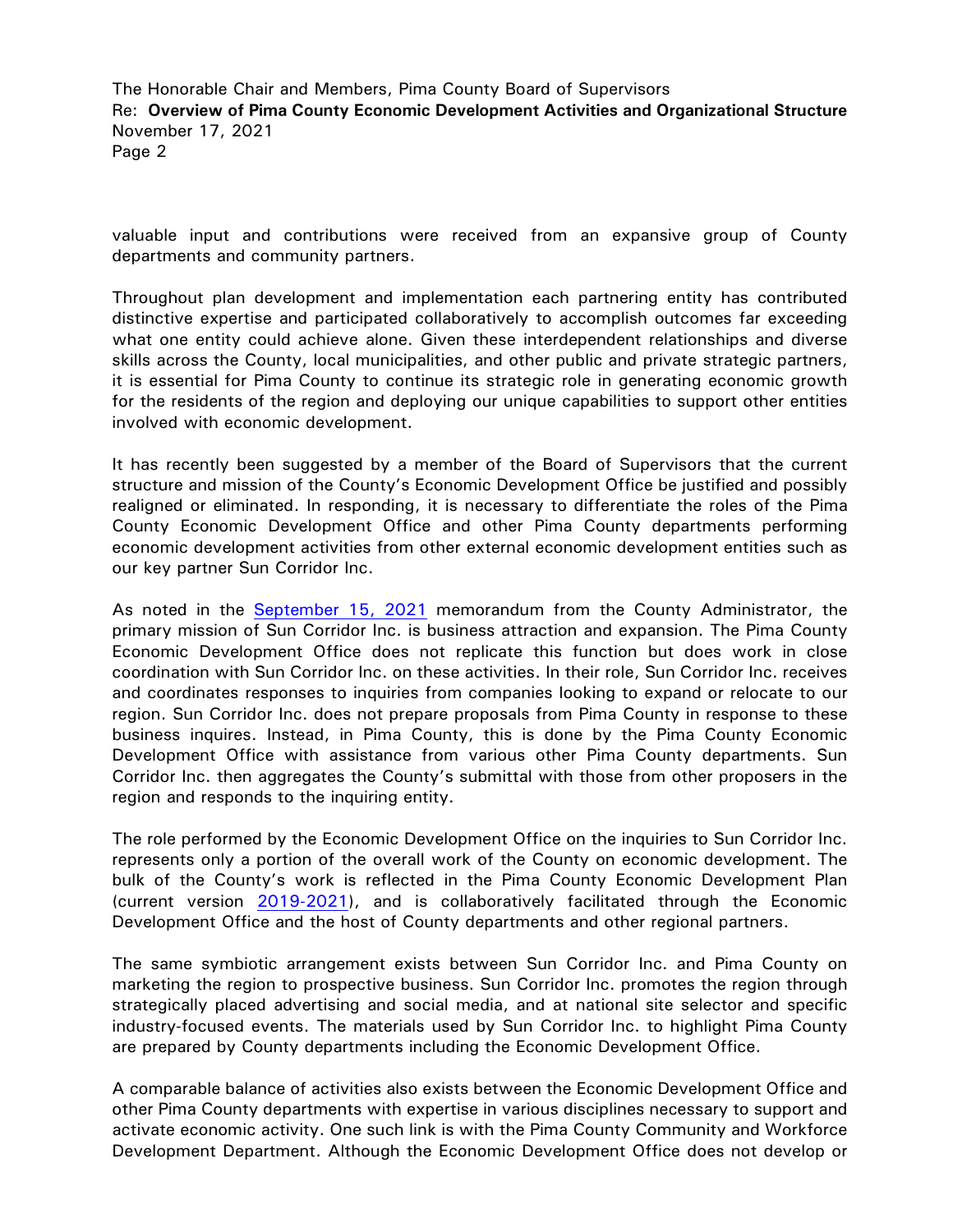valuable input and contributions were received from an expansive group of County departments and community partners.

Throughout plan development and implementation each partnering entity has contributed distinctive expertise and participated collaboratively to accomplish outcomes far exceeding what one entity could achieve alone. Given these interdependent relationships and diverse skills across the County, local municipalities, and other public and private strategic partners, it is essential for Pima County to continue its strategic role in generating economic growth for the residents of the region and deploying our unique capabilities to support other entities involved with economic development.

It has recently been suggested by a member of the Board of Supervisors that the current structure and mission of the County's Economic Development Office be justified and possibly realigned or eliminated. In responding, it is necessary to differentiate the roles of the Pima County Economic Development Office and other Pima County departments performing economic development activities from other external economic development entities such as our key partner Sun Corridor Inc.

As noted in the September 15, 2021 memorandum from the County Administrator, the primary mission of Sun Corridor Inc. is business attraction and expansion. The Pima County Economic Development Office does not replicate this function but does work in close coordination with Sun Corridor Inc. on these activities. In their role, Sun Corridor Inc. receives and coordinates responses to inquiries from companies looking to expand or relocate to our region. Sun Corridor Inc. does not prepare proposals from Pima County in response to these business inquires. Instead, in Pima County, this is done by the Pima County Economic Development Office with assistance from various other Pima County departments. Sun Corridor Inc. then aggregates the County's submittal with those from other proposers in the region and responds to the inquiring entity.

The role performed by the Economic Development Office on the inquiries to Sun Corridor Inc. represents only a portion of the overall work of the County on economic development. The bulk of the County's work is reflected in the Pima County Economic Development Plan (current version 2019-2021), and is collaboratively facilitated through the Economic Development Office and the host of County departments and other regional partners.

The same symbiotic arrangement exists between Sun Corridor Inc. and Pima County on marketing the region to prospective business. Sun Corridor Inc. promotes the region through strategically placed advertising and social media, and at national site selector and specific industry-focused events. The materials used by Sun Corridor Inc. to highlight Pima County are prepared by County departments including the Economic Development Office.

A comparable balance of activities also exists between the Economic Development Office and other Pima County departments with expertise in various disciplines necessary to support and activate economic activity. One such link is with the Pima County Community and Workforce Development Department. Although the Economic Development Office does not develop or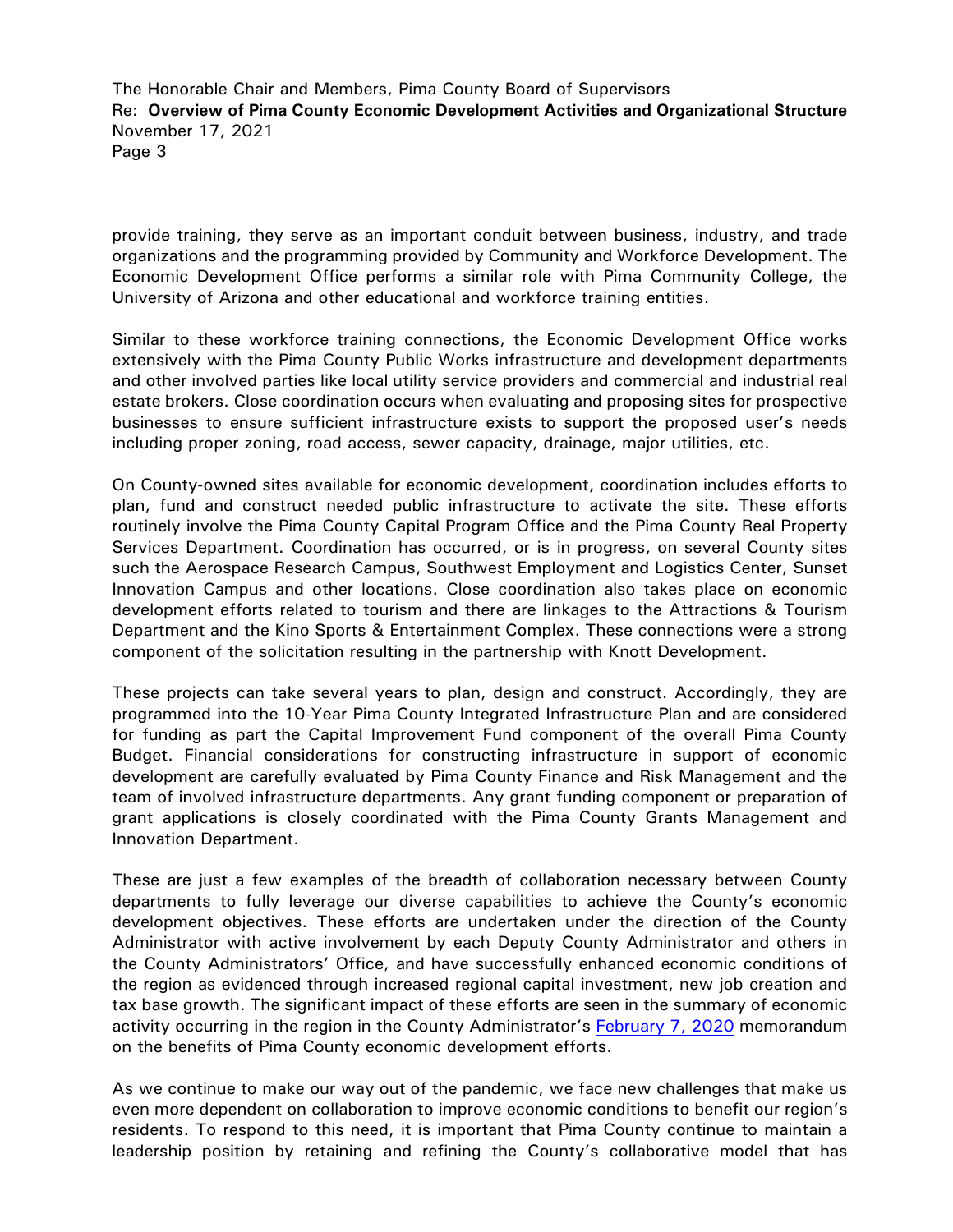provide training, they serve as an important conduit between business, industry, and trade organizations and the programming provided by Community and Workforce Development. The Economic Development Office performs a similar role with Pima Community College, the University of Arizona and other educational and workforce training entities.

Similar to these workforce training connections, the Economic Development Office works extensively with the Pima County Public Works infrastructure and development departments and other involved parties like local utility service providers and commercial and industrial real estate brokers. Close coordination occurs when evaluating and proposing sites for prospective businesses to ensure sufficient infrastructure exists to support the proposed user's needs including proper zoning, road access, sewer capacity, drainage, major utilities, etc.

On County-owned sites available for economic development, coordination includes efforts to plan, fund and construct needed public infrastructure to activate the site. These efforts routinely involve the Pima County Capital Program Office and the Pima County Real Property Services Department. Coordination has occurred, or is in progress, on several County sites such the Aerospace Research Campus, Southwest Employment and Logistics Center, Sunset Innovation Campus and other locations. Close coordination also takes place on economic development efforts related to tourism and there are linkages to the Attractions & Tourism Department and the Kino Sports & Entertainment Complex. These connections were a strong component of the solicitation resulting in the partnership with Knott Development.

These projects can take several years to plan, design and construct. Accordingly, they are programmed into the 10-Year Pima County Integrated Infrastructure Plan and are considered for funding as part the Capital Improvement Fund component of the overall Pima County Budget. Financial considerations for constructing infrastructure in support of economic development are carefully evaluated by Pima County Finance and Risk Management and the team of involved infrastructure departments. Any grant funding component or preparation of grant applications is closely coordinated with the Pima County Grants Management and Innovation Department.

These are just a few examples of the breadth of collaboration necessary between County departments to fully leverage our diverse capabilities to achieve the County's economic development objectives. These efforts are undertaken under the direction of the County Administrator with active involvement by each Deputy County Administrator and others in the County Administrators' Office, and have successfully enhanced economic conditions of the region as evidenced through increased regional capital investment, new job creation and tax base growth. The significant impact of these efforts are seen in the summary of economic activity occurring in the region in the County Administrator's February 7, 2020 memorandum on the benefits of Pima County economic development efforts.

As we continue to make our way out of the pandemic, we face new challenges that make us even more dependent on collaboration to improve economic conditions to benefit our region's residents. To respond to this need, it is important that Pima County continue to maintain a leadership position by retaining and refining the County's collaborative model that has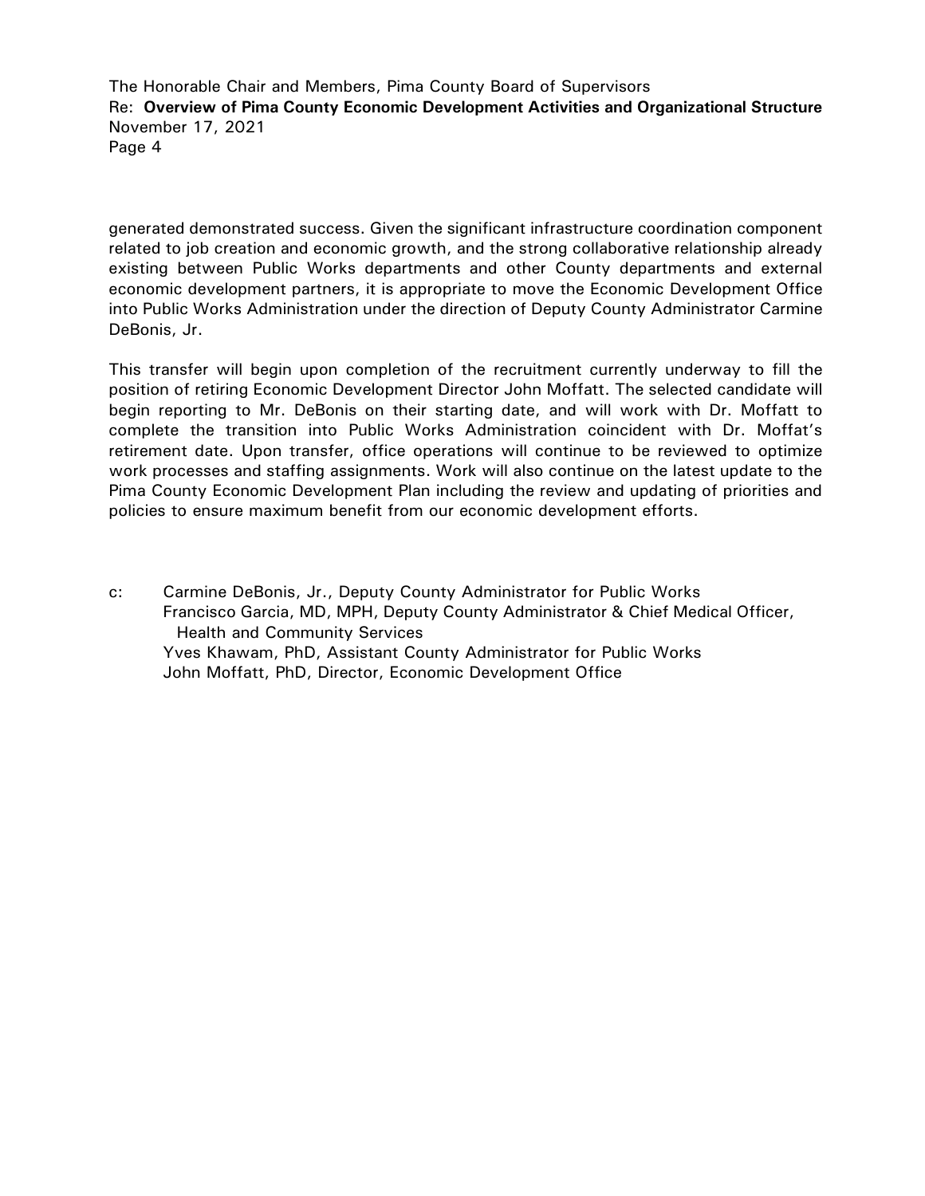generated demonstrated success. Given the significant infrastructure coordination component related to job creation and economic growth, and the strong collaborative relationship already existing between Public Works departments and other County departments and external economic development partners, it is appropriate to move the Economic Development Office into Public Works Administration under the direction of Deputy County Administrator Carmine DeBonis, Jr.

This transfer will begin upon completion of the recruitment currently underway to fill the position of retiring Economic Development Director John Moffatt. The selected candidate will begin reporting to Mr. DeBonis on their starting date, and will work with Dr. Moffatt to complete the transition into Public Works Administration coincident with Dr. Moffat's retirement date. Upon transfer, office operations will continue to be reviewed to optimize work processes and staffing assignments. Work will also continue on the latest update to the Pima County Economic Development Plan including the review and updating of priorities and policies to ensure maximum benefit from our economic development efforts.

c: Carmine DeBonis, Jr., Deputy County Administrator for Public Works
Francisco Garcia, MD, MPH, Deputy County Administrator & Chief Medical Officer, Health and Community Services
Yves Khawam, PhD, Assistant County Administrator for Public Works
John Moffatt, PhD, Director, Economic Development Office